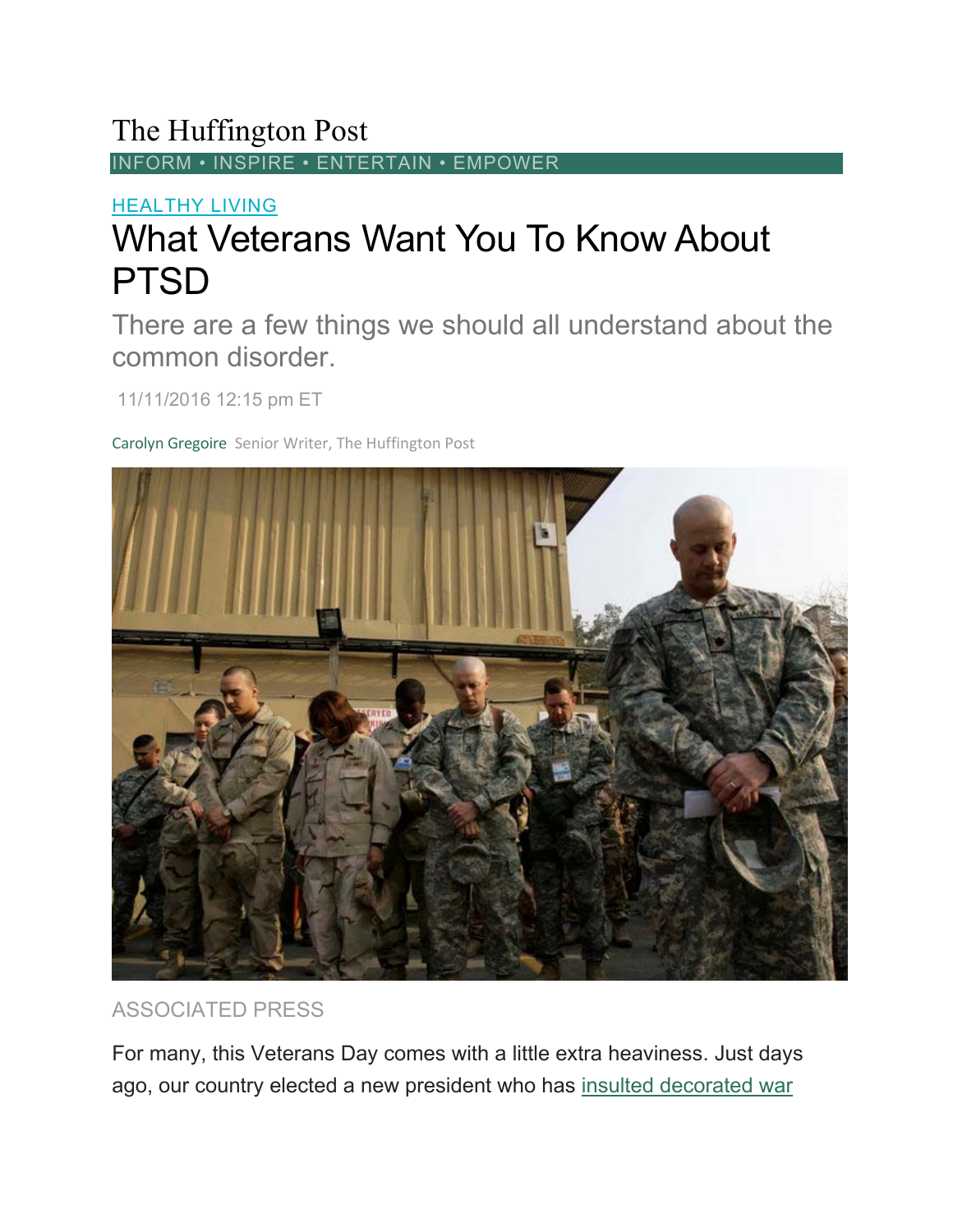The Huffington Post

INFORM • INSPIRE • ENTERTAIN • EMPOWER

HEALTHY LIVING

# What Veterans Want You To Know About PTSD

## There are a few things we should all understand about the common disorder.

11/11/2016 12:15 pm ET

Carolyn Gregoire Senior Writer, The Huffington Post

ASSOCIATED PRESS

For many, this Veterans Day comes with a little extra heaviness. Just days ago, our country elected a new president who has insulted decorated war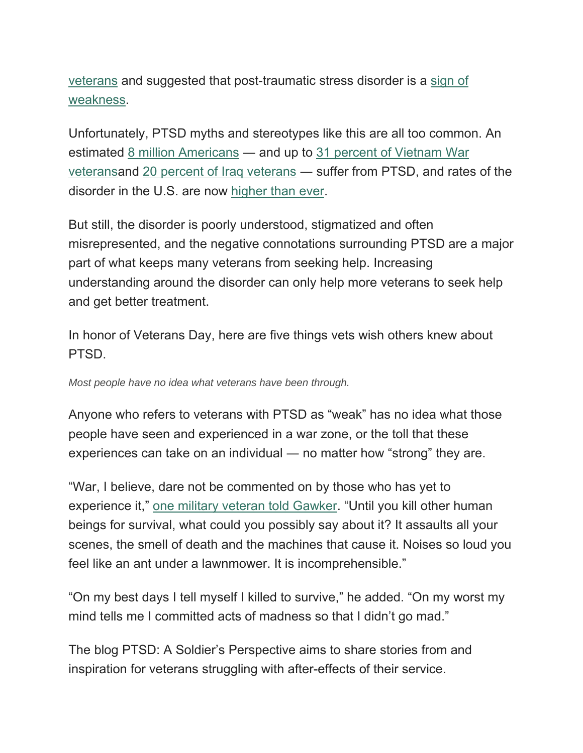veterans and suggested that post-traumatic stress disorder is a sign of weakness.

Unfortunately, PTSD myths and stereotypes like this are all too common. An estimated 8 million Americans — and up to 31 percent of Vietnam War veteransand 20 percent of Iraq veterans — suffer from PTSD, and rates of the disorder in the U.S. are now higher than ever.

But still, the disorder is poorly understood, stigmatized and often misrepresented, and the negative connotations surrounding PTSD are a major part of what keeps many veterans from seeking help. Increasing understanding around the disorder can only help more veterans to seek help and get better treatment.

In honor of Veterans Day, here are five things vets wish others knew about PTSD.

*Most people have no idea what veterans have been through.*

Anyone who refers to veterans with PTSD as "weak" has no idea what those people have seen and experienced in a war zone, or the toll that these experiences can take on an individual — no matter how "strong" they are.

"War, I believe, dare not be commented on by those who has yet to experience it," one military veteran told Gawker. "Until you kill other human beings for survival, what could you possibly say about it? It assaults all your scenes, the smell of death and the machines that cause it. Noises so loud you feel like an ant under a lawnmower. It is incomprehensible."

"On my best days I tell myself I killed to survive," he added. "On my worst my mind tells me I committed acts of madness so that I didn't go mad."

The blog PTSD: A Soldier's Perspective aims to share stories from and inspiration for veterans struggling with after-effects of their service.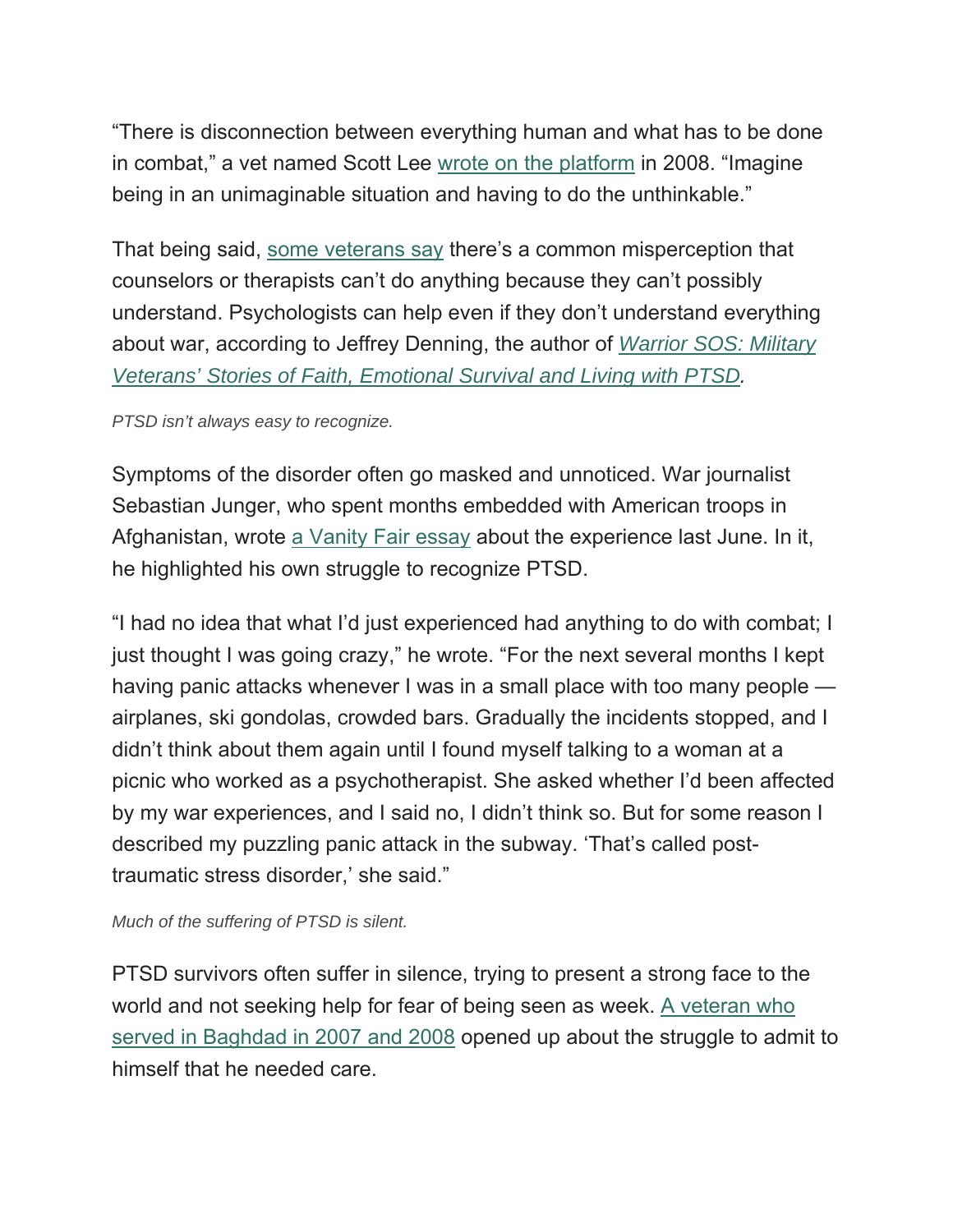"There is disconnection between everything human and what has to be done in combat," a vet named Scott Lee wrote on the platform in 2008. "Imagine being in an unimaginable situation and having to do the unthinkable."

That being said, some veterans say there's a common misperception that counselors or therapists can't do anything because they can't possibly understand. Psychologists can help even if they don't understand everything about war, according to Jeffrey Denning, the author of *Warrior SOS: Military Veterans' Stories of Faith, Emotional Survival and Living with PTSD.*

*PTSD isn't always easy to recognize.*

Symptoms of the disorder often go masked and unnoticed. War journalist Sebastian Junger, who spent months embedded with American troops in Afghanistan, wrote a Vanity Fair essay about the experience last June. In it, he highlighted his own struggle to recognize PTSD.

"I had no idea that what I'd just experienced had anything to do with combat; I just thought I was going crazy," he wrote. "For the next several months I kept having panic attacks whenever I was in a small place with too many people — airplanes, ski gondolas, crowded bars. Gradually the incidents stopped, and I didn't think about them again until I found myself talking to a woman at a picnic who worked as a psychotherapist. She asked whether I'd been affected by my war experiences, and I said no, I didn't think so. But for some reason I described my puzzling panic attack in the subway. 'That's called post-traumatic stress disorder,' she said."

*Much of the suffering of PTSD is silent.*

PTSD survivors often suffer in silence, trying to present a strong face to the world and not seeking help for fear of being seen as week. A veteran who served in Baghdad in 2007 and 2008 opened up about the struggle to admit to himself that he needed care.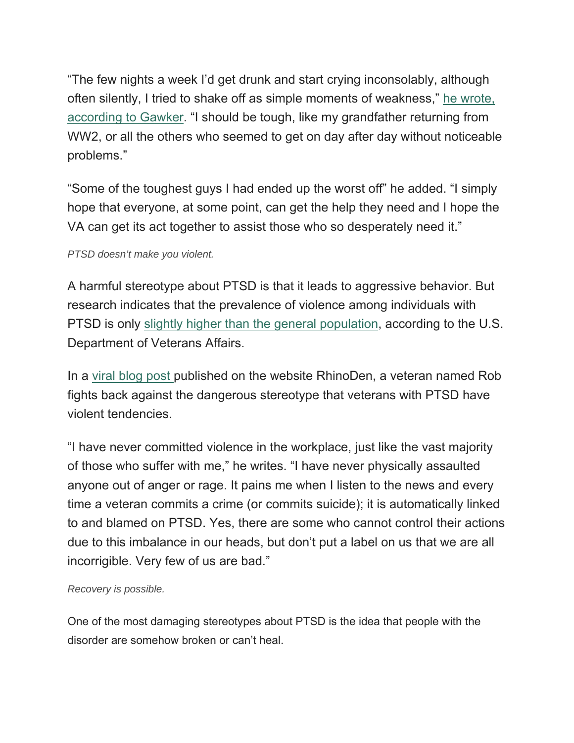“The few nights a week I’d get drunk and start crying inconsolably, although often silently, I tried to shake off as simple moments of weakness,” he wrote, according to Gawker. “I should be tough, like my grandfather returning from WW2, or all the others who seemed to get on day after day without noticeable problems.”

“Some of the toughest guys I had ended up the worst off” he added. “I simply hope that everyone, at some point, can get the help they need and I hope the VA can get its act together to assist those who so desperately need it.”

*PTSD doesn’t make you violent.*

A harmful stereotype about PTSD is that it leads to aggressive behavior. But research indicates that the prevalence of violence among individuals with PTSD is only slightly higher than the general population, according to the U.S. Department of Veterans Affairs.

In a viral blog post published on the website RhinoDen, a veteran named Rob fights back against the dangerous stereotype that veterans with PTSD have violent tendencies.

“I have never committed violence in the workplace, just like the vast majority of those who suffer with me,” he writes. “I have never physically assaulted anyone out of anger or rage. It pains me when I listen to the news and every time a veteran commits a crime (or commits suicide); it is automatically linked to and blamed on PTSD. Yes, there are some who cannot control their actions due to this imbalance in our heads, but don’t put a label on us that we are all incorrigible. Very few of us are bad.”

*Recovery is possible.*

One of the most damaging stereotypes about PTSD is the idea that people with the disorder are somehow broken or can’t heal.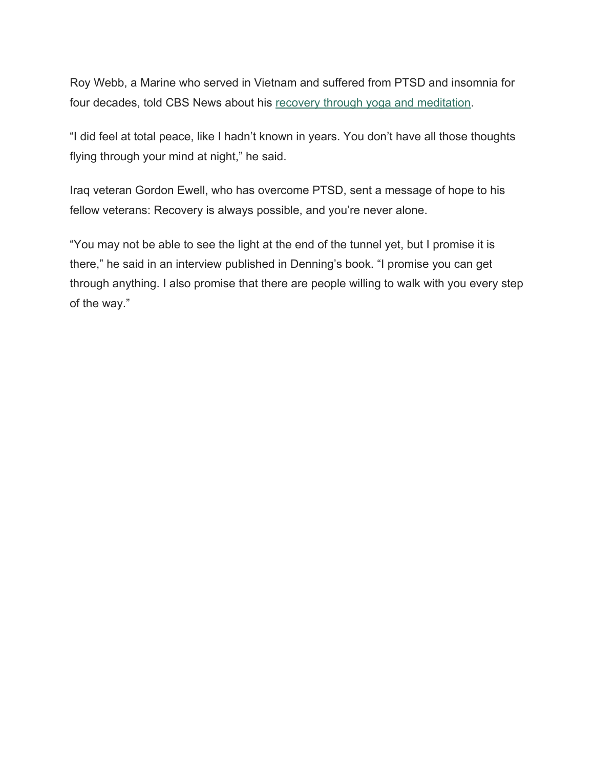Roy Webb, a Marine who served in Vietnam and suffered from PTSD and insomnia for four decades, told CBS News about his recovery through yoga and meditation.

“I did feel at total peace, like I hadn’t known in years. You don’t have all those thoughts flying through your mind at night,” he said.

Iraq veteran Gordon Ewell, who has overcome PTSD, sent a message of hope to his fellow veterans: Recovery is always possible, and you’re never alone.

“You may not be able to see the light at the end of the tunnel yet, but I promise it is there,” he said in an interview published in Denning’s book. “I promise you can get through anything. I also promise that there are people willing to walk with you every step of the way.”